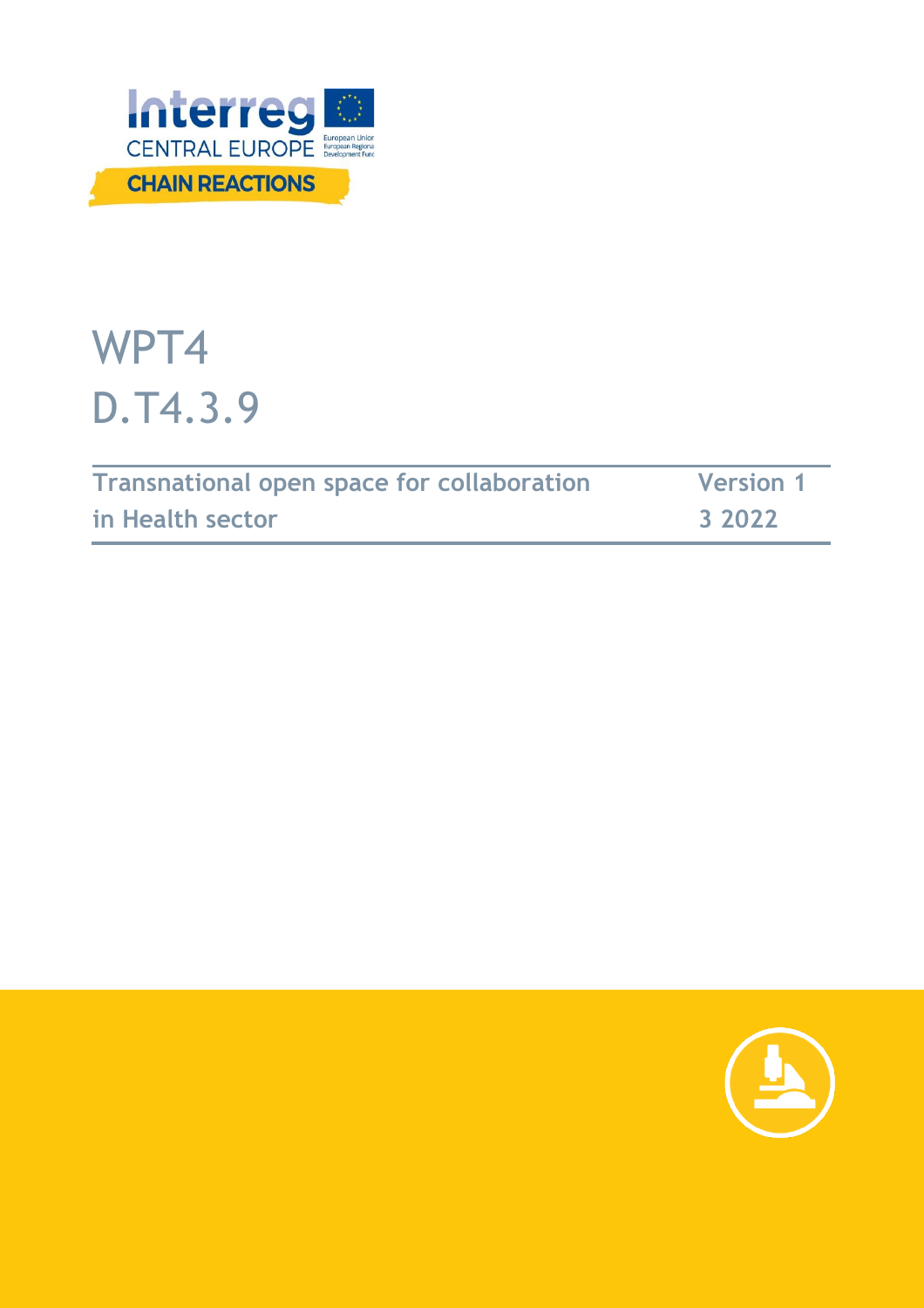Interreg
CENTRAL EUROPE
European Union
European Regional Development Fund

CHAIN REACTIONS

# WPT4
# D.T4.3.9

| Transnational open space for collaboration in Health sector | Version 1 3 2022 |
| --- | --- |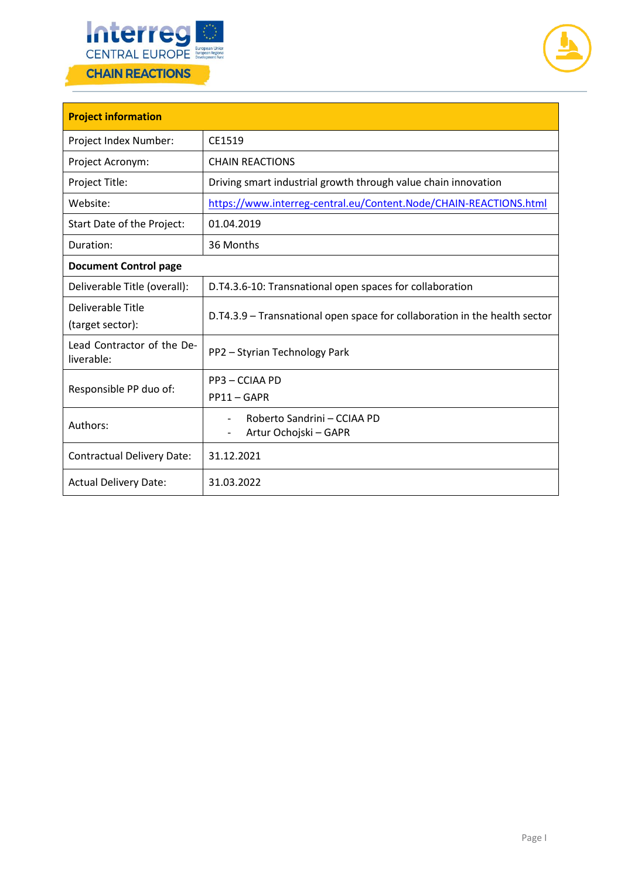| Project information | |
|---|---|
| Project Index Number: | CE1519 |
| Project Acronym: | CHAIN REACTIONS |
| Project Title: | Driving smart industrial growth through value chain innovation |
| Website: | https://www.interreg-central.eu/Content.Node/CHAIN-REACTIONS.html |
| Start Date of the Project: | 01.04.2019 |
| Duration: | 36 Months |
| **Document Control page** | |
| Deliverable Title (overall): | D.T4.3.6-10: Transnational open spaces for collaboration |
| Deliverable Title (target sector): | D.T4.3.9 – Transnational open space for collaboration in the health sector |
| Lead Contractor of the Deliverable: | PP2 – Styrian Technology Park |
| Responsible PP duo of: | PP3 – CCIAA PD<br>PP11 – GAPR |
| Authors: | - Roberto Sandrini – CCIAA PD<br>- Artur Ochojski – GAPR |
| Contractual Delivery Date: | 31.12.2021 |
| Actual Delivery Date: | 31.03.2022 |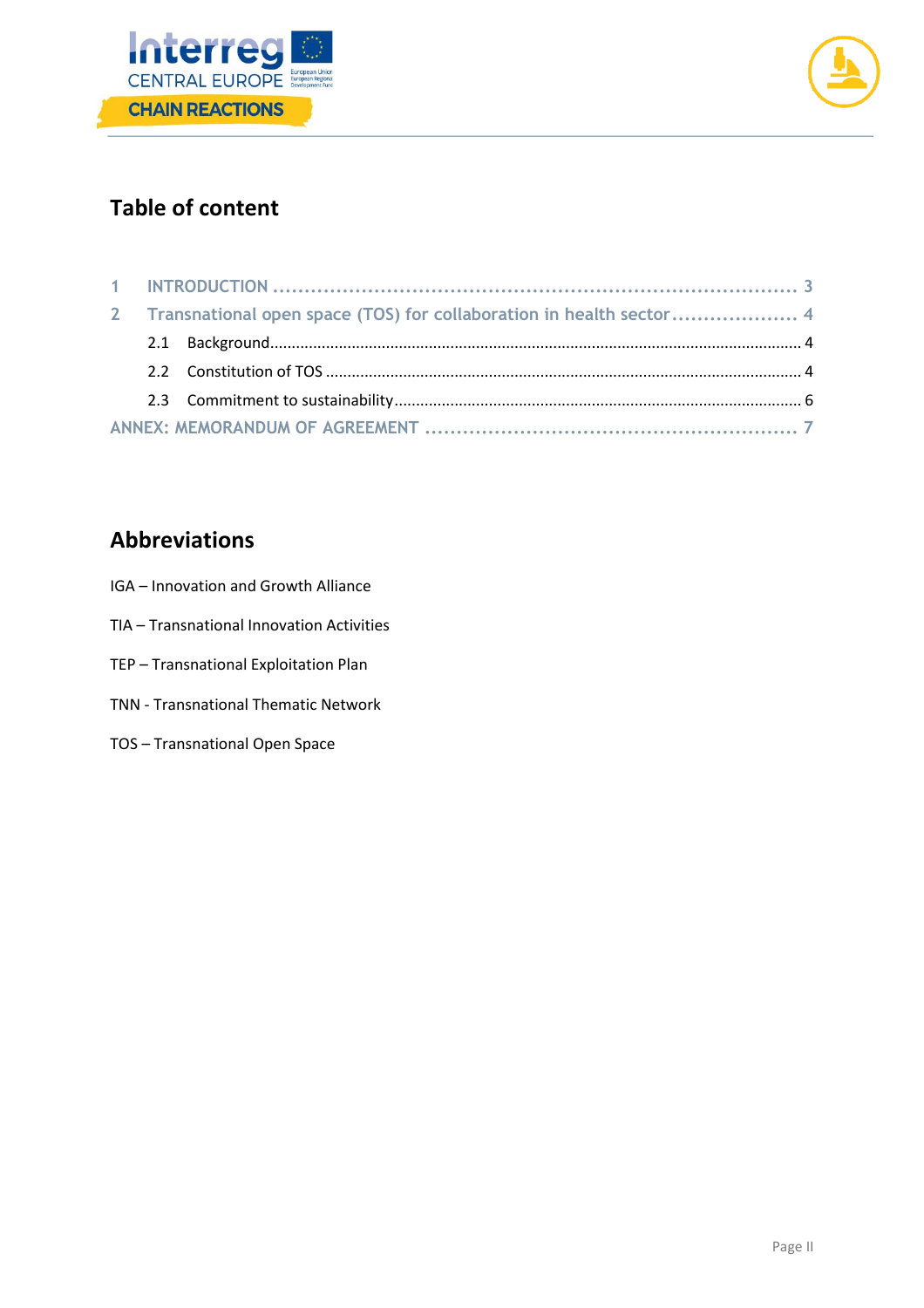## Table of content

1 INTRODUCTION ........................................................................... 3

2 Transnational open space (TOS) for collaboration in health sector .................... 4

- 2.1 Background ........................................................................... 4
- 2.2 Constitution of TOS ................................................................. 4
- 2.3 Commitment to sustainability ....................................................... 6

ANNEX: MEMORANDUM OF AGREEMENT .......................................................... 7

## Abbreviations

IGA – Innovation and Growth Alliance

TIA – Transnational Innovation Activities

TEP – Transnational Exploitation Plan

TNN - Transnational Thematic Network

TOS – Transnational Open Space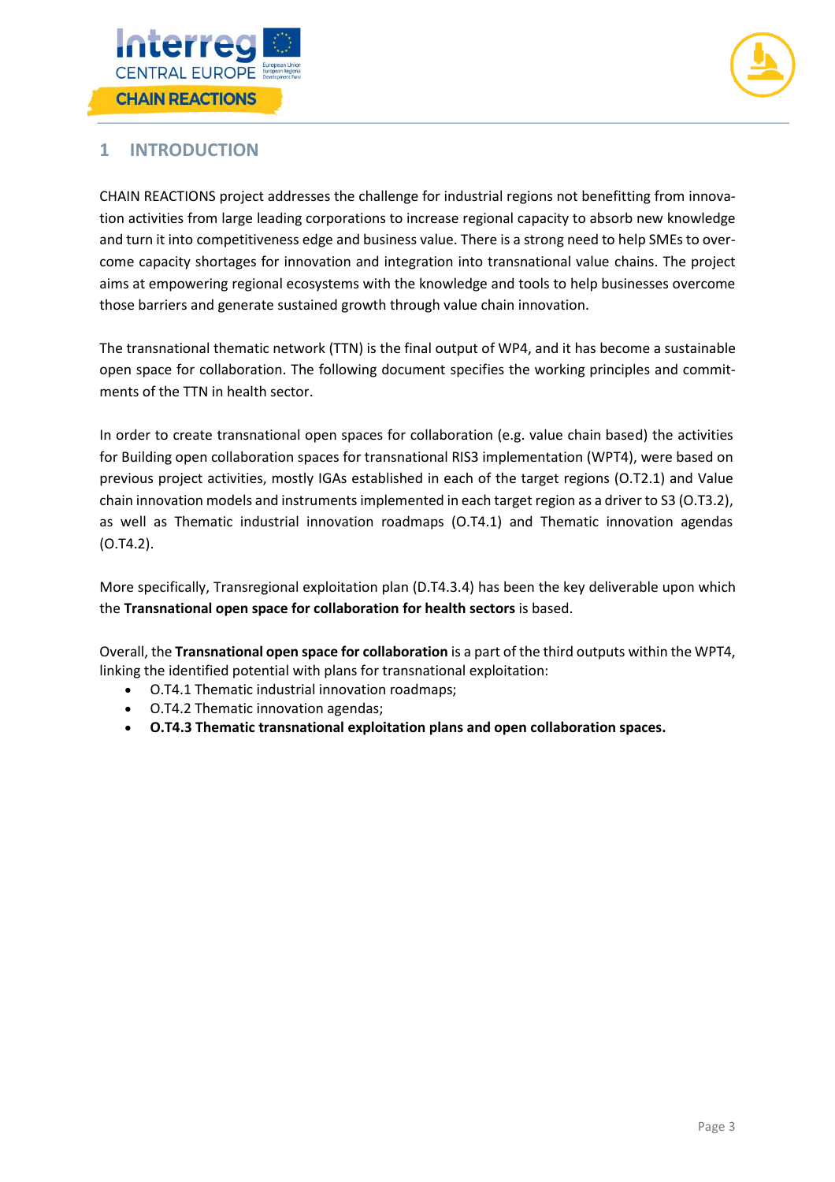# 1 INTRODUCTION

CHAIN REACTIONS project addresses the challenge for industrial regions not benefitting from innovation activities from large leading corporations to increase regional capacity to absorb new knowledge and turn it into competitiveness edge and business value. There is a strong need to help SMEs to overcome capacity shortages for innovation and integration into transnational value chains. The project aims at empowering regional ecosystems with the knowledge and tools to help businesses overcome those barriers and generate sustained growth through value chain innovation.

The transnational thematic network (TTN) is the final output of WP4, and it has become a sustainable open space for collaboration. The following document specifies the working principles and commitments of the TTN in health sector.

In order to create transnational open spaces for collaboration (e.g. value chain based) the activities for Building open collaboration spaces for transnational RIS3 implementation (WPT4), were based on previous project activities, mostly IGAs established in each of the target regions (O.T2.1) and Value chain innovation models and instruments implemented in each target region as a driver to S3 (O.T3.2), as well as Thematic industrial innovation roadmaps (O.T4.1) and Thematic innovation agendas (O.T4.2).

More specifically, Transregional exploitation plan (D.T4.3.4) has been the key deliverable upon which the **Transnational open space for collaboration for health sectors** is based.

Overall, the **Transnational open space for collaboration** is a part of the third outputs within the WPT4, linking the identified potential with plans for transnational exploitation:

- O.T4.1 Thematic industrial innovation roadmaps;
- O.T4.2 Thematic innovation agendas;
- **O.T4.3 Thematic transnational exploitation plans and open collaboration spaces.**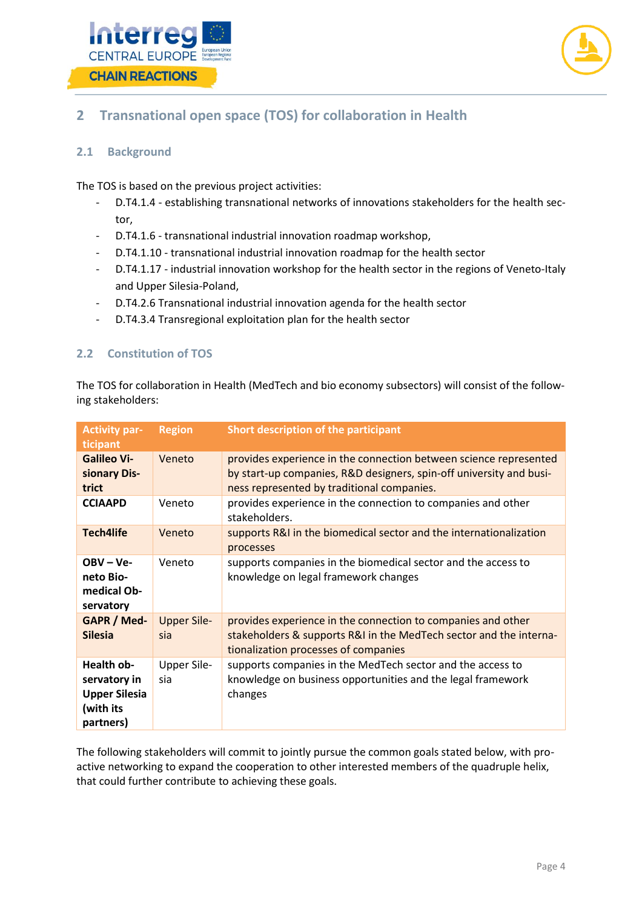## 2 Transnational open space (TOS) for collaboration in Health

### 2.1 Background

The TOS is based on the previous project activities:

- D.T4.1.4 - establishing transnational networks of innovations stakeholders for the health sector,
- D.T4.1.6 - transnational industrial innovation roadmap workshop,
- D.T4.1.10 - transnational industrial innovation roadmap for the health sector
- D.T4.1.17 - industrial innovation workshop for the health sector in the regions of Veneto-Italy and Upper Silesia-Poland,
- D.T4.2.6 Transnational industrial innovation agenda for the health sector
- D.T4.3.4 Transregional exploitation plan for the health sector

### 2.2 Constitution of TOS

The TOS for collaboration in Health (MedTech and bio economy subsectors) will consist of the following stakeholders:

| Activity participant | Region | Short description of the participant |
|---|---|---|
| **Galileo Visionary District** | Veneto | provides experience in the connection between science represented by start-up companies, R&D designers, spin-off university and business represented by traditional companies. |
| **CCIAAPD** | Veneto | provides experience in the connection to companies and other stakeholders. |
| **Tech4life** | Veneto | supports R&I in the biomedical sector and the internationalization processes |
| **OBV – Veneto Biomedical Observatory** | Veneto | supports companies in the biomedical sector and the access to knowledge on legal framework changes |
| **GAPR / MedSilesia** | Upper Silesia | provides experience in the connection to companies and other stakeholders & supports R&I in the MedTech sector and the internationalization processes of companies |
| **Health observatory in Upper Silesia (with its partners)** | Upper Silesia | supports companies in the MedTech sector and the access to knowledge on business opportunities and the legal framework changes |

The following stakeholders will commit to jointly pursue the common goals stated below, with proactive networking to expand the cooperation to other interested members of the quadruple helix, that could further contribute to achieving these goals.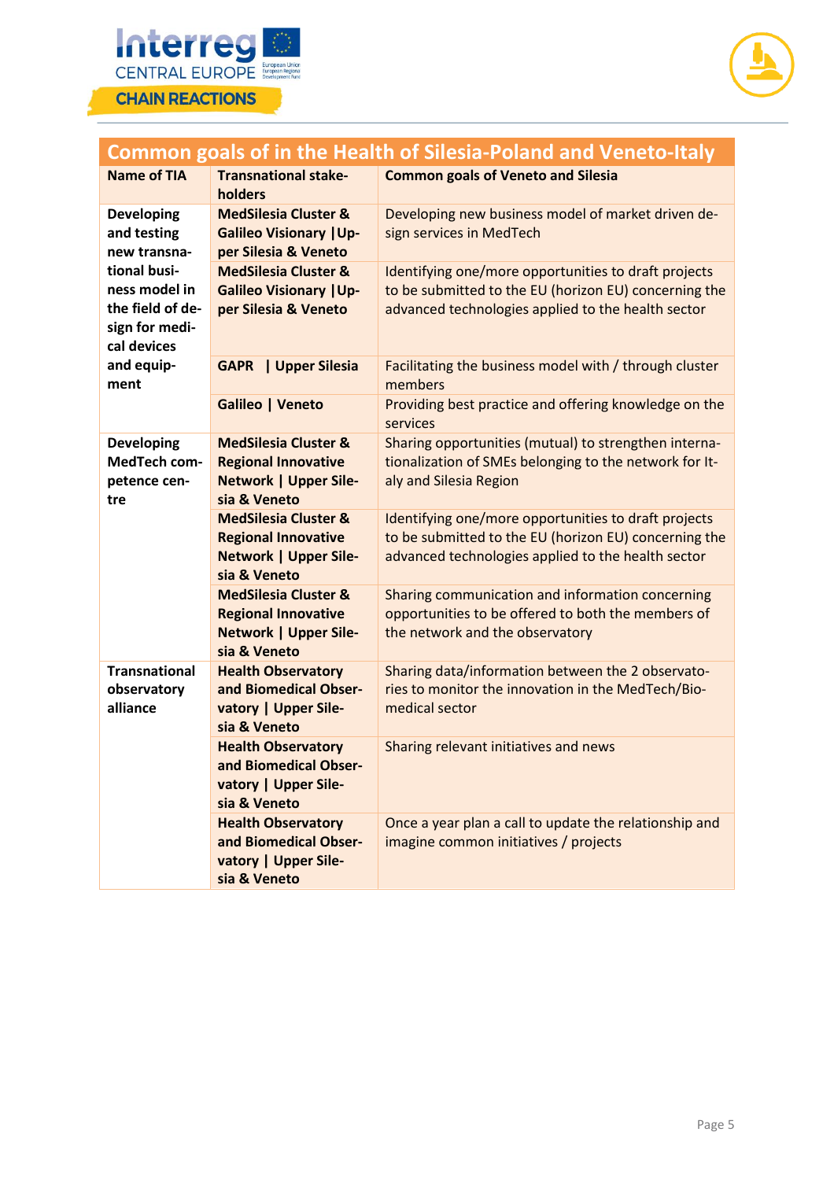| Common goals of in the Health of Silesia-Poland and Veneto-Italy | | |
|---|---|---|
| **Name of TIA** | **Transnational stakeholders** | **Common goals of Veneto and Silesia** |
| **Developing and testing new transnational business model in the field of design for medical devices and equipment** | **MedSilesia Cluster & Galileo Visionary \|Upper Silesia & Veneto** | Developing new business model of market driven design services in MedTech |
| | **MedSilesia Cluster & Galileo Visionary \|Upper Silesia & Veneto** | Identifying one/more opportunities to draft projects to be submitted to the EU (horizon EU) concerning the advanced technologies applied to the health sector |
| | **GAPR \| Upper Silesia** | Facilitating the business model with / through cluster members |
| | **Galileo \| Veneto** | Providing best practice and offering knowledge on the services |
| **Developing MedTech competence centre** | **MedSilesia Cluster & Regional Innovative Network \| Upper Silesia & Veneto** | Sharing opportunities (mutual) to strengthen internationalization of SMEs belonging to the network for Italy and Silesia Region |
| | **MedSilesia Cluster & Regional Innovative Network \| Upper Silesia & Veneto** | Identifying one/more opportunities to draft projects to be submitted to the EU (horizon EU) concerning the advanced technologies applied to the health sector |
| | **MedSilesia Cluster & Regional Innovative Network \| Upper Silesia & Veneto** | Sharing communication and information concerning opportunities to be offered to both the members of the network and the observatory |
| **Transnational observatory alliance** | **Health Observatory and Biomedical Observatory \| Upper Silesia & Veneto** | Sharing data/information between the 2 observatories to monitor the innovation in the MedTech/Biomedical sector |
| | **Health Observatory and Biomedical Observatory \| Upper Silesia & Veneto** | Sharing relevant initiatives and news |
| | **Health Observatory and Biomedical Observatory \| Upper Silesia & Veneto** | Once a year plan a call to update the relationship and imagine common initiatives / projects |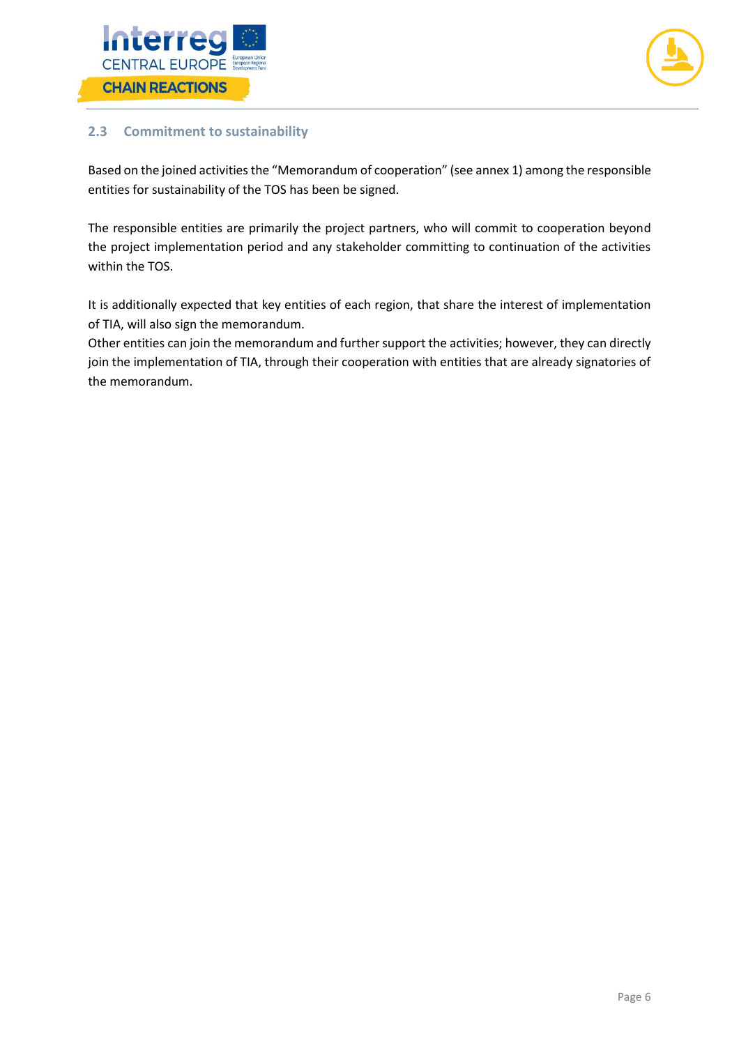## 2.3 Commitment to sustainability

Based on the joined activities the "Memorandum of cooperation" (see annex 1) among the responsible entities for sustainability of the TOS has been be signed.

The responsible entities are primarily the project partners, who will commit to cooperation beyond the project implementation period and any stakeholder committing to continuation of the activities within the TOS.

It is additionally expected that key entities of each region, that share the interest of implementation of TIA, will also sign the memorandum.
Other entities can join the memorandum and further support the activities; however, they can directly join the implementation of TIA, through their cooperation with entities that are already signatories of the memorandum.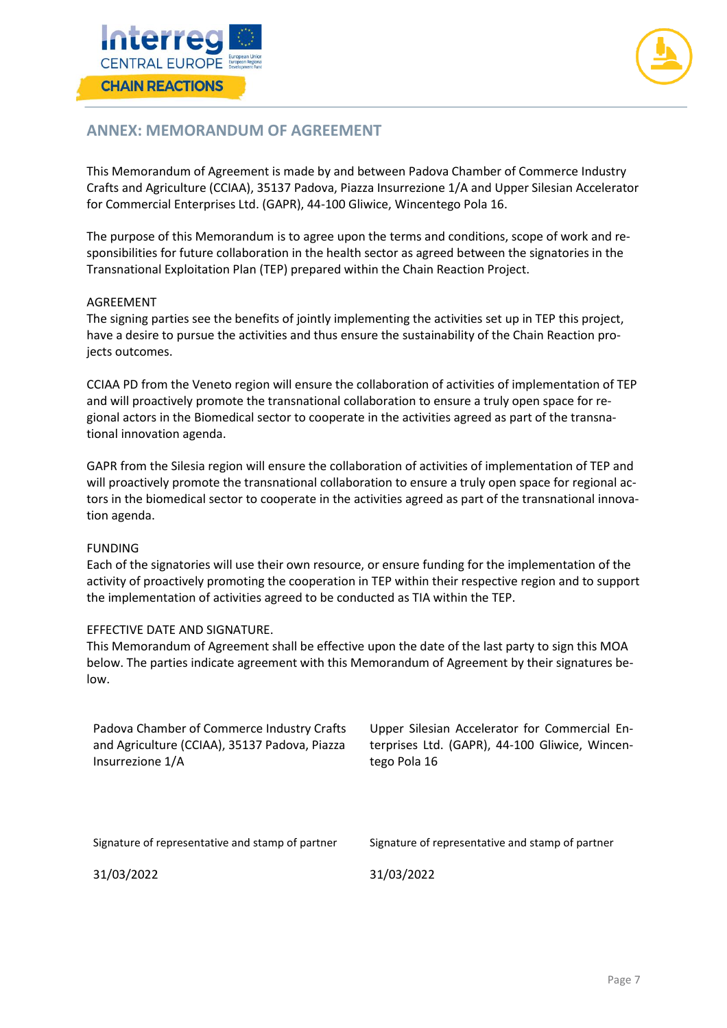## ANNEX: MEMORANDUM OF AGREEMENT

This Memorandum of Agreement is made by and between Padova Chamber of Commerce Industry Crafts and Agriculture (CCIAA), 35137 Padova, Piazza Insurrezione 1/A and Upper Silesian Accelerator for Commercial Enterprises Ltd. (GAPR), 44-100 Gliwice, Wincentego Pola 16.

The purpose of this Memorandum is to agree upon the terms and conditions, scope of work and responsibilities for future collaboration in the health sector as agreed between the signatories in the Transnational Exploitation Plan (TEP) prepared within the Chain Reaction Project.

AGREEMENT

The signing parties see the benefits of jointly implementing the activities set up in TEP this project, have a desire to pursue the activities and thus ensure the sustainability of the Chain Reaction projects outcomes.

CCIAA PD from the Veneto region will ensure the collaboration of activities of implementation of TEP and will proactively promote the transnational collaboration to ensure a truly open space for regional actors in the Biomedical sector to cooperate in the activities agreed as part of the transnational innovation agenda.

GAPR from the Silesia region will ensure the collaboration of activities of implementation of TEP and will proactively promote the transnational collaboration to ensure a truly open space for regional actors in the biomedical sector to cooperate in the activities agreed as part of the transnational innovation agenda.

FUNDING

Each of the signatories will use their own resource, or ensure funding for the implementation of the activity of proactively promoting the cooperation in TEP within their respective region and to support the implementation of activities agreed to be conducted as TIA within the TEP.

EFFECTIVE DATE AND SIGNATURE.

This Memorandum of Agreement shall be effective upon the date of the last party to sign this MOA below. The parties indicate agreement with this Memorandum of Agreement by their signatures below.

| | |
|---|---|
| Padova Chamber of Commerce Industry Crafts and Agriculture (CCIAA), 35137 Padova, Piazza Insurrezione 1/A | Upper Silesian Accelerator for Commercial Enterprises Ltd. (GAPR), 44-100 Gliwice, Wincentego Pola 16 |
| Signature of representative and stamp of partner | Signature of representative and stamp of partner |
| 31/03/2022 | 31/03/2022 |